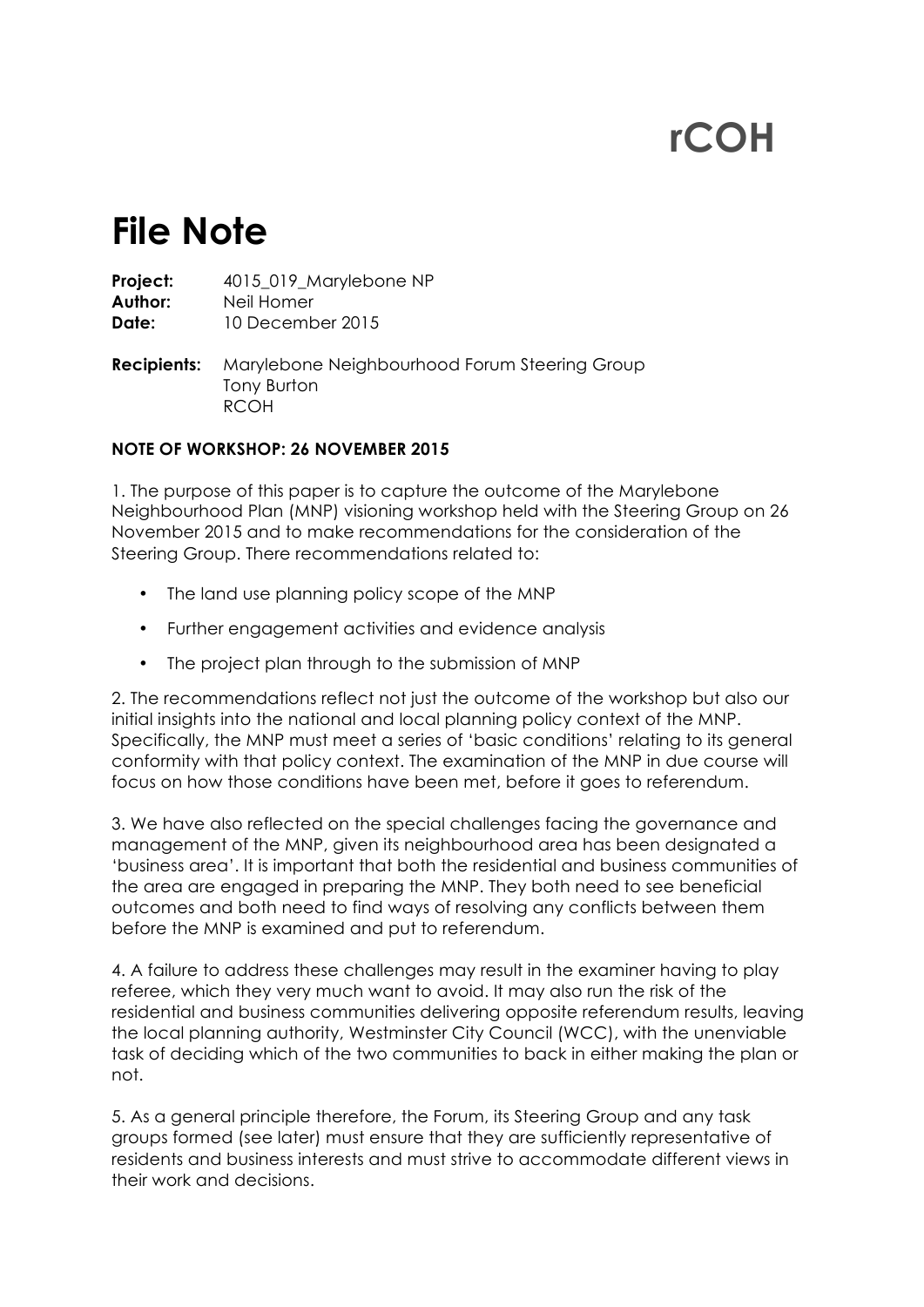rCOH

# File Note

**Project:** 4015_019_Marylebone NP
**Author:** Neil Homer
**Date:** 10 December 2015

**Recipients:** Marylebone Neighbourhood Forum Steering Group
Tony Burton
RCOH

**NOTE OF WORKSHOP: 26 NOVEMBER 2015**

1. The purpose of this paper is to capture the outcome of the Marylebone Neighbourhood Plan (MNP) visioning workshop held with the Steering Group on 26 November 2015 and to make recommendations for the consideration of the Steering Group. There recommendations related to:

- The land use planning policy scope of the MNP
- Further engagement activities and evidence analysis
- The project plan through to the submission of MNP

2. The recommendations reflect not just the outcome of the workshop but also our initial insights into the national and local planning policy context of the MNP. Specifically, the MNP must meet a series of 'basic conditions' relating to its general conformity with that policy context. The examination of the MNP in due course will focus on how those conditions have been met, before it goes to referendum.

3. We have also reflected on the special challenges facing the governance and management of the MNP, given its neighbourhood area has been designated a 'business area'. It is important that both the residential and business communities of the area are engaged in preparing the MNP. They both need to see beneficial outcomes and both need to find ways of resolving any conflicts between them before the MNP is examined and put to referendum.

4. A failure to address these challenges may result in the examiner having to play referee, which they very much want to avoid. It may also run the risk of the residential and business communities delivering opposite referendum results, leaving the local planning authority, Westminster City Council (WCC), with the unenviable task of deciding which of the two communities to back in either making the plan or not.

5. As a general principle therefore, the Forum, its Steering Group and any task groups formed (see later) must ensure that they are sufficiently representative of residents and business interests and must strive to accommodate different views in their work and decisions.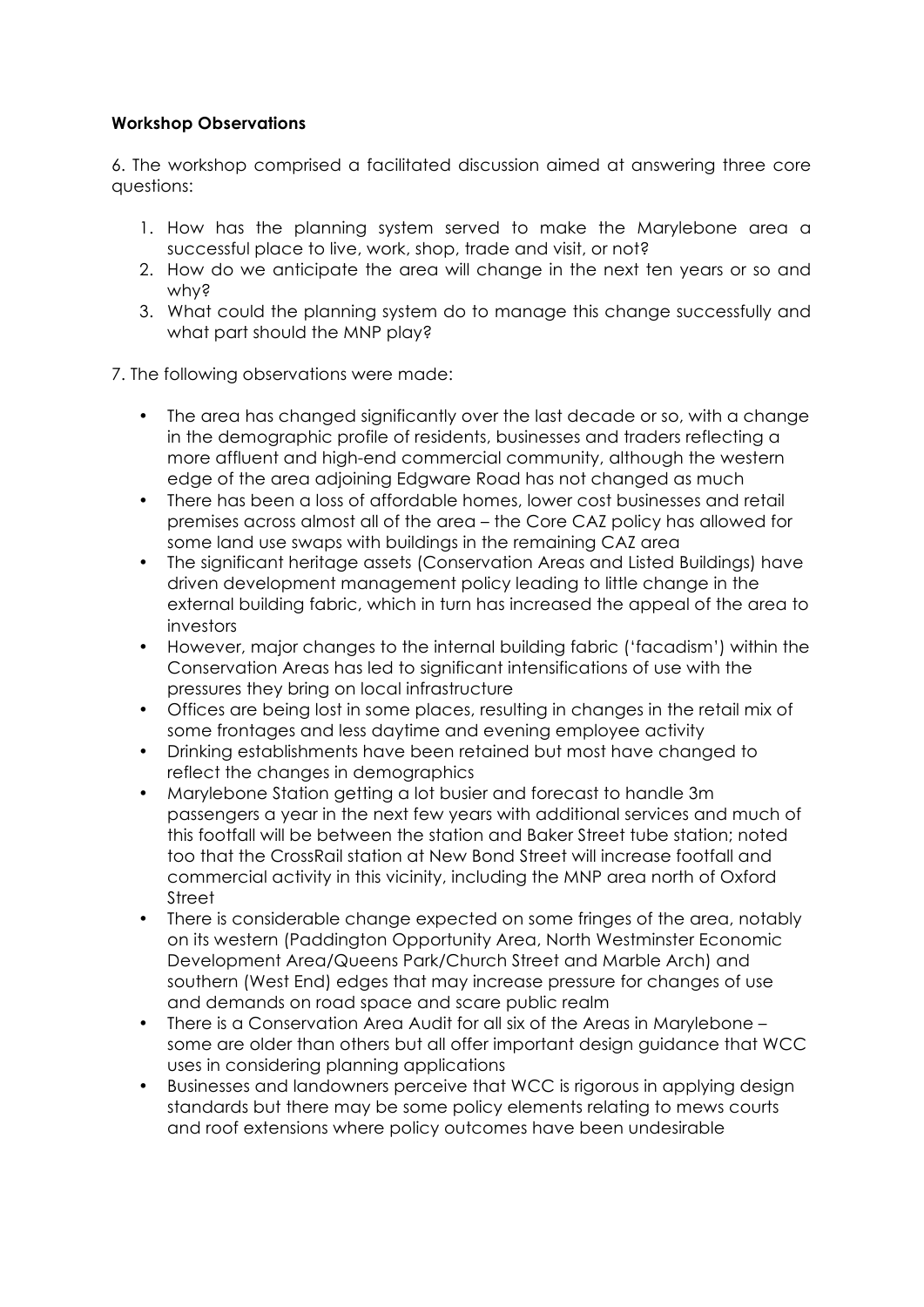**Workshop Observations**

6. The workshop comprised a facilitated discussion aimed at answering three core questions:

1. How has the planning system served to make the Marylebone area a successful place to live, work, shop, trade and visit, or not?
2. How do we anticipate the area will change in the next ten years or so and why?
3. What could the planning system do to manage this change successfully and what part should the MNP play?

7. The following observations were made:

- The area has changed significantly over the last decade or so, with a change in the demographic profile of residents, businesses and traders reflecting a more affluent and high-end commercial community, although the western edge of the area adjoining Edgware Road has not changed as much
- There has been a loss of affordable homes, lower cost businesses and retail premises across almost all of the area – the Core CAZ policy has allowed for some land use swaps with buildings in the remaining CAZ area
- The significant heritage assets (Conservation Areas and Listed Buildings) have driven development management policy leading to little change in the external building fabric, which in turn has increased the appeal of the area to investors
- However, major changes to the internal building fabric ('facadism') within the Conservation Areas has led to significant intensifications of use with the pressures they bring on local infrastructure
- Offices are being lost in some places, resulting in changes in the retail mix of some frontages and less daytime and evening employee activity
- Drinking establishments have been retained but most have changed to reflect the changes in demographics
- Marylebone Station getting a lot busier and forecast to handle 3m passengers a year in the next few years with additional services and much of this footfall will be between the station and Baker Street tube station; noted too that the CrossRail station at New Bond Street will increase footfall and commercial activity in this vicinity, including the MNP area north of Oxford Street
- There is considerable change expected on some fringes of the area, notably on its western (Paddington Opportunity Area, North Westminster Economic Development Area/Queens Park/Church Street and Marble Arch) and southern (West End) edges that may increase pressure for changes of use and demands on road space and scare public realm
- There is a Conservation Area Audit for all six of the Areas in Marylebone – some are older than others but all offer important design guidance that WCC uses in considering planning applications
- Businesses and landowners perceive that WCC is rigorous in applying design standards but there may be some policy elements relating to mews courts and roof extensions where policy outcomes have been undesirable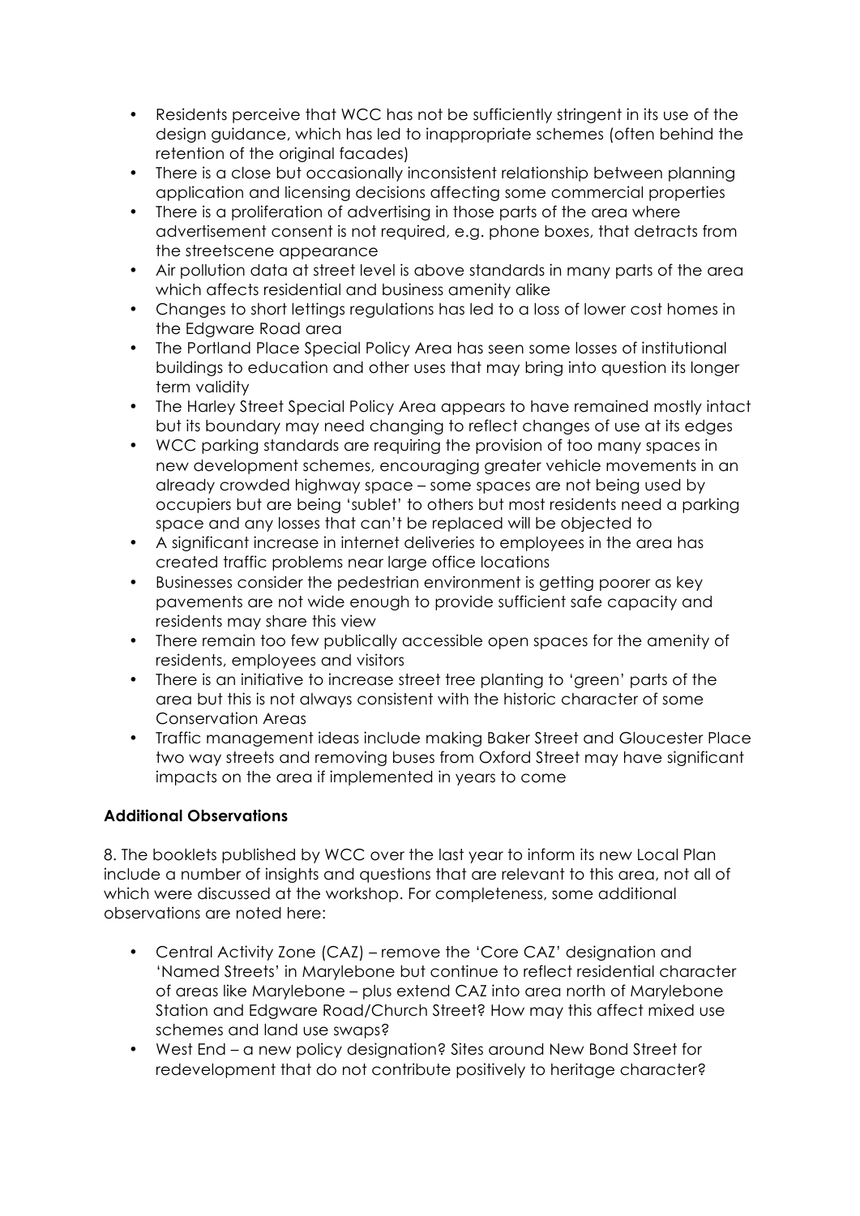- Residents perceive that WCC has not be sufficiently stringent in its use of the design guidance, which has led to inappropriate schemes (often behind the retention of the original facades)
- There is a close but occasionally inconsistent relationship between planning application and licensing decisions affecting some commercial properties
- There is a proliferation of advertising in those parts of the area where advertisement consent is not required, e.g. phone boxes, that detracts from the streetscene appearance
- Air pollution data at street level is above standards in many parts of the area which affects residential and business amenity alike
- Changes to short lettings regulations has led to a loss of lower cost homes in the Edgware Road area
- The Portland Place Special Policy Area has seen some losses of institutional buildings to education and other uses that may bring into question its longer term validity
- The Harley Street Special Policy Area appears to have remained mostly intact but its boundary may need changing to reflect changes of use at its edges
- WCC parking standards are requiring the provision of too many spaces in new development schemes, encouraging greater vehicle movements in an already crowded highway space – some spaces are not being used by occupiers but are being 'sublet' to others but most residents need a parking space and any losses that can't be replaced will be objected to
- A significant increase in internet deliveries to employees in the area has created traffic problems near large office locations
- Businesses consider the pedestrian environment is getting poorer as key pavements are not wide enough to provide sufficient safe capacity and residents may share this view
- There remain too few publically accessible open spaces for the amenity of residents, employees and visitors
- There is an initiative to increase street tree planting to 'green' parts of the area but this is not always consistent with the historic character of some Conservation Areas
- Traffic management ideas include making Baker Street and Gloucester Place two way streets and removing buses from Oxford Street may have significant impacts on the area if implemented in years to come

**Additional Observations**

8. The booklets published by WCC over the last year to inform its new Local Plan include a number of insights and questions that are relevant to this area, not all of which were discussed at the workshop. For completeness, some additional observations are noted here:

- Central Activity Zone (CAZ) – remove the 'Core CAZ' designation and 'Named Streets' in Marylebone but continue to reflect residential character of areas like Marylebone – plus extend CAZ into area north of Marylebone Station and Edgware Road/Church Street? How may this affect mixed use schemes and land use swaps?
- West End – a new policy designation? Sites around New Bond Street for redevelopment that do not contribute positively to heritage character?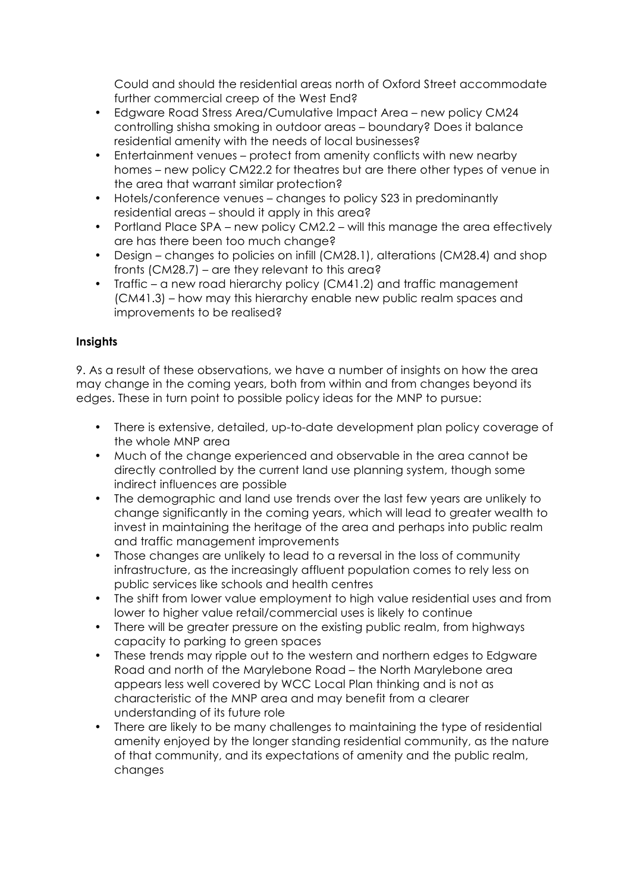Could and should the residential areas north of Oxford Street accommodate further commercial creep of the West End?

- Edgware Road Stress Area/Cumulative Impact Area – new policy CM24 controlling shisha smoking in outdoor areas – boundary? Does it balance residential amenity with the needs of local businesses?
- Entertainment venues – protect from amenity conflicts with new nearby homes – new policy CM22.2 for theatres but are there other types of venue in the area that warrant similar protection?
- Hotels/conference venues – changes to policy S23 in predominantly residential areas – should it apply in this area?
- Portland Place SPA – new policy CM2.2 – will this manage the area effectively are has there been too much change?
- Design – changes to policies on infill (CM28.1), alterations (CM28.4) and shop fronts (CM28.7) – are they relevant to this area?
- Traffic – a new road hierarchy policy (CM41.2) and traffic management (CM41.3) – how may this hierarchy enable new public realm spaces and improvements to be realised?

**Insights**

9. As a result of these observations, we have a number of insights on how the area may change in the coming years, both from within and from changes beyond its edges. These in turn point to possible policy ideas for the MNP to pursue:

- There is extensive, detailed, up-to-date development plan policy coverage of the whole MNP area
- Much of the change experienced and observable in the area cannot be directly controlled by the current land use planning system, though some indirect influences are possible
- The demographic and land use trends over the last few years are unlikely to change significantly in the coming years, which will lead to greater wealth to invest in maintaining the heritage of the area and perhaps into public realm and traffic management improvements
- Those changes are unlikely to lead to a reversal in the loss of community infrastructure, as the increasingly affluent population comes to rely less on public services like schools and health centres
- The shift from lower value employment to high value residential uses and from lower to higher value retail/commercial uses is likely to continue
- There will be greater pressure on the existing public realm, from highways capacity to parking to green spaces
- These trends may ripple out to the western and northern edges to Edgware Road and north of the Marylebone Road – the North Marylebone area appears less well covered by WCC Local Plan thinking and is not as characteristic of the MNP area and may benefit from a clearer understanding of its future role
- There are likely to be many challenges to maintaining the type of residential amenity enjoyed by the longer standing residential community, as the nature of that community, and its expectations of amenity and the public realm, changes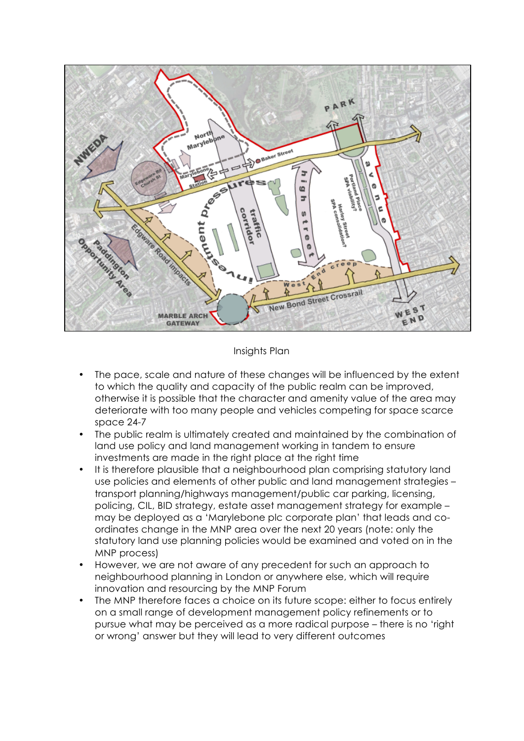Insights Plan

- The pace, scale and nature of these changes will be influenced by the extent to which the quality and capacity of the public realm can be improved, otherwise it is possible that the character and amenity value of the area may deteriorate with too many people and vehicles competing for space scarce space 24-7
- The public realm is ultimately created and maintained by the combination of land use policy and land management working in tandem to ensure investments are made in the right place at the right time
- It is therefore plausible that a neighbourhood plan comprising statutory land use policies and elements of other public and land management strategies – transport planning/highways management/public car parking, licensing, policing, CIL, BID strategy, estate asset management strategy for example – may be deployed as a 'Marylebone plc corporate plan' that leads and co-ordinates change in the MNP area over the next 20 years (note: only the statutory land use planning policies would be examined and voted on in the MNP process)
- However, we are not aware of any precedent for such an approach to neighbourhood planning in London or anywhere else, which will require innovation and resourcing by the MNP Forum
- The MNP therefore faces a choice on its future scope: either to focus entirely on a small range of development management policy refinements or to pursue what may be perceived as a more radical purpose – there is no 'right or wrong' answer but they will lead to very different outcomes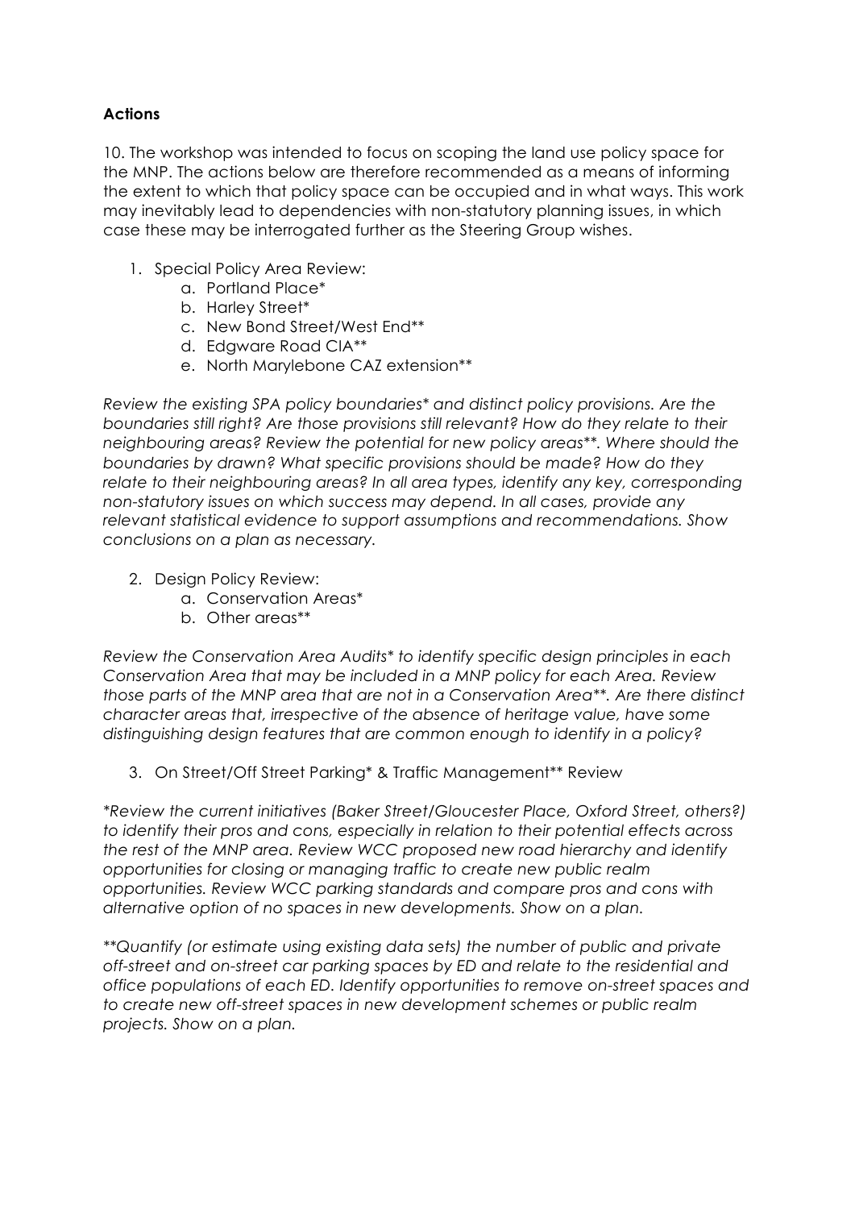**Actions**

10. The workshop was intended to focus on scoping the land use policy space for the MNP. The actions below are therefore recommended as a means of informing the extent to which that policy space can be occupied and in what ways. This work may inevitably lead to dependencies with non-statutory planning issues, in which case these may be interrogated further as the Steering Group wishes.

1. Special Policy Area Review:
    a. Portland Place*
    b. Harley Street*
    c. New Bond Street/West End**
    d. Edgware Road CIA**
    e. North Marylebone CAZ extension**

*Review the existing SPA policy boundaries* and distinct policy provisions. Are the boundaries still right? Are those provisions still relevant? How do they relate to their neighbouring areas? Review the potential for new policy areas**. Where should the boundaries by drawn? What specific provisions should be made? How do they relate to their neighbouring areas? In all area types, identify any key, corresponding non-statutory issues on which success may depend. In all cases, provide any relevant statistical evidence to support assumptions and recommendations. Show conclusions on a plan as necessary.*

2. Design Policy Review:
    a. Conservation Areas*
    b. Other areas**

*Review the Conservation Area Audits* to identify specific design principles in each Conservation Area that may be included in a MNP policy for each Area. Review those parts of the MNP area that are not in a Conservation Area**. Are there distinct character areas that, irrespective of the absence of heritage value, have some distinguishing design features that are common enough to identify in a policy?*

3. On Street/Off Street Parking* & Traffic Management** Review

**Review the current initiatives (Baker Street/Gloucester Place, Oxford Street, others?) to identify their pros and cons, especially in relation to their potential effects across the rest of the MNP area. Review WCC proposed new road hierarchy and identify opportunities for closing or managing traffic to create new public realm opportunities. Review WCC parking standards and compare pros and cons with alternative option of no spaces in new developments. Show on a plan.*

***Quantify (or estimate using existing data sets) the number of public and private off-street and on-street car parking spaces by ED and relate to the residential and office populations of each ED. Identify opportunities to remove on-street spaces and to create new off-street spaces in new development schemes or public realm projects. Show on a plan.*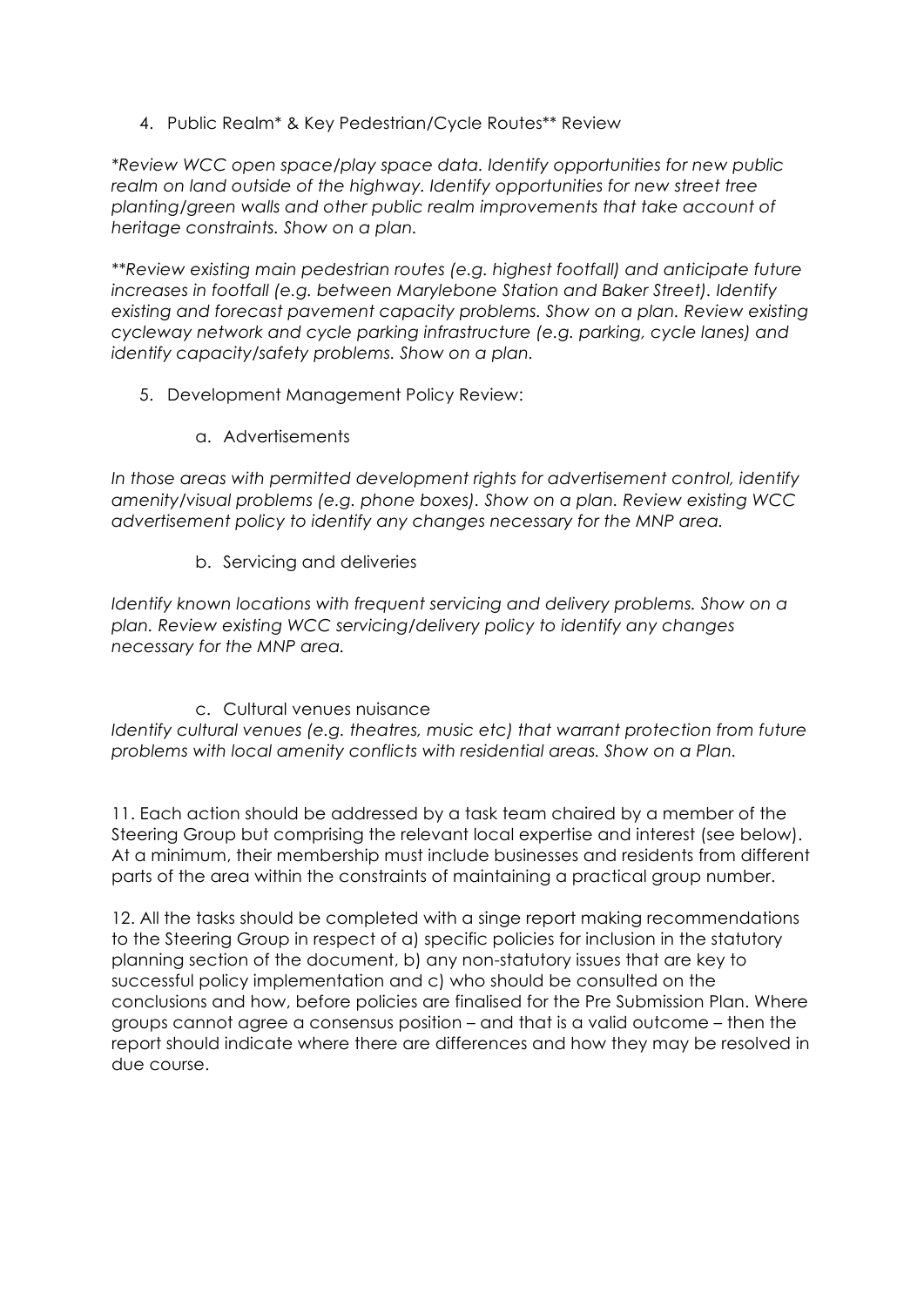4. Public Realm* & Key Pedestrian/Cycle Routes** Review

*\*Review WCC open space/play space data. Identify opportunities for new public realm on land outside of the highway. Identify opportunities for new street tree planting/green walls and other public realm improvements that take account of heritage constraints. Show on a plan.*

*\*\*Review existing main pedestrian routes (e.g. highest footfall) and anticipate future increases in footfall (e.g. between Marylebone Station and Baker Street). Identify existing and forecast pavement capacity problems. Show on a plan. Review existing cycleway network and cycle parking infrastructure (e.g. parking, cycle lanes) and identify capacity/safety problems. Show on a plan.*

5. Development Management Policy Review:

    a. Advertisements

*In those areas with permitted development rights for advertisement control, identify amenity/visual problems (e.g. phone boxes). Show on a plan. Review existing WCC advertisement policy to identify any changes necessary for the MNP area.*

    b. Servicing and deliveries

*Identify known locations with frequent servicing and delivery problems. Show on a plan. Review existing WCC servicing/delivery policy to identify any changes necessary for the MNP area.*

    c. Cultural venues nuisance

*Identify cultural venues (e.g. theatres, music etc) that warrant protection from future problems with local amenity conflicts with residential areas. Show on a Plan.*

11. Each action should be addressed by a task team chaired by a member of the Steering Group but comprising the relevant local expertise and interest (see below). At a minimum, their membership must include businesses and residents from different parts of the area within the constraints of maintaining a practical group number.

12. All the tasks should be completed with a singe report making recommendations to the Steering Group in respect of a) specific policies for inclusion in the statutory planning section of the document, b) any non-statutory issues that are key to successful policy implementation and c) who should be consulted on the conclusions and how, before policies are finalised for the Pre Submission Plan. Where groups cannot agree a consensus position – and that is a valid outcome – then the report should indicate where there are differences and how they may be resolved in due course.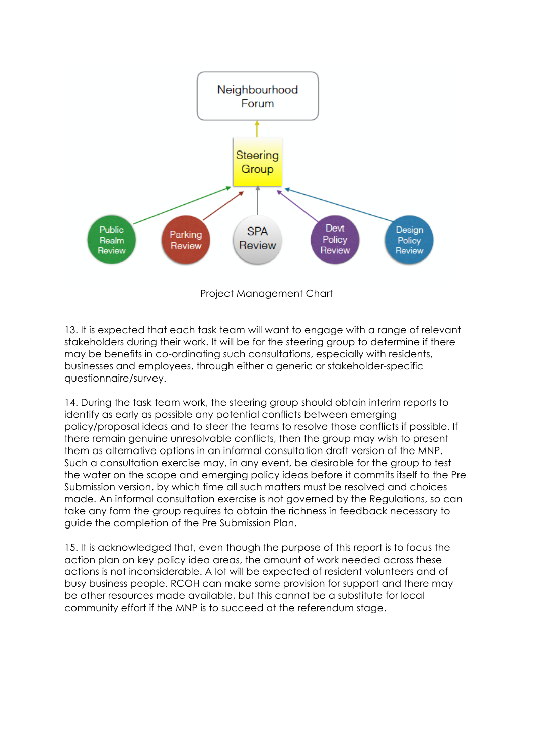Neighbourhood Forum

Steering Group

Public Realm Review

Parking Review

SPA Review

Devt Policy Review

Design Policy Review

Project Management Chart

13. It is expected that each task team will want to engage with a range of relevant stakeholders during their work. It will be for the steering group to determine if there may be benefits in co-ordinating such consultations, especially with residents, businesses and employees, through either a generic or stakeholder-specific questionnaire/survey.

14. During the task team work, the steering group should obtain interim reports to identify as early as possible any potential conflicts between emerging policy/proposal ideas and to steer the teams to resolve those conflicts if possible. If there remain genuine unresolvable conflicts, then the group may wish to present them as alternative options in an informal consultation draft version of the MNP. Such a consultation exercise may, in any event, be desirable for the group to test the water on the scope and emerging policy ideas before it commits itself to the Pre Submission version, by which time all such matters must be resolved and choices made. An informal consultation exercise is not governed by the Regulations, so can take any form the group requires to obtain the richness in feedback necessary to guide the completion of the Pre Submission Plan.

15. It is acknowledged that, even though the purpose of this report is to focus the action plan on key policy idea areas, the amount of work needed across these actions is not inconsiderable. A lot will be expected of resident volunteers and of busy business people. RCOH can make some provision for support and there may be other resources made available, but this cannot be a substitute for local community effort if the MNP is to succeed at the referendum stage.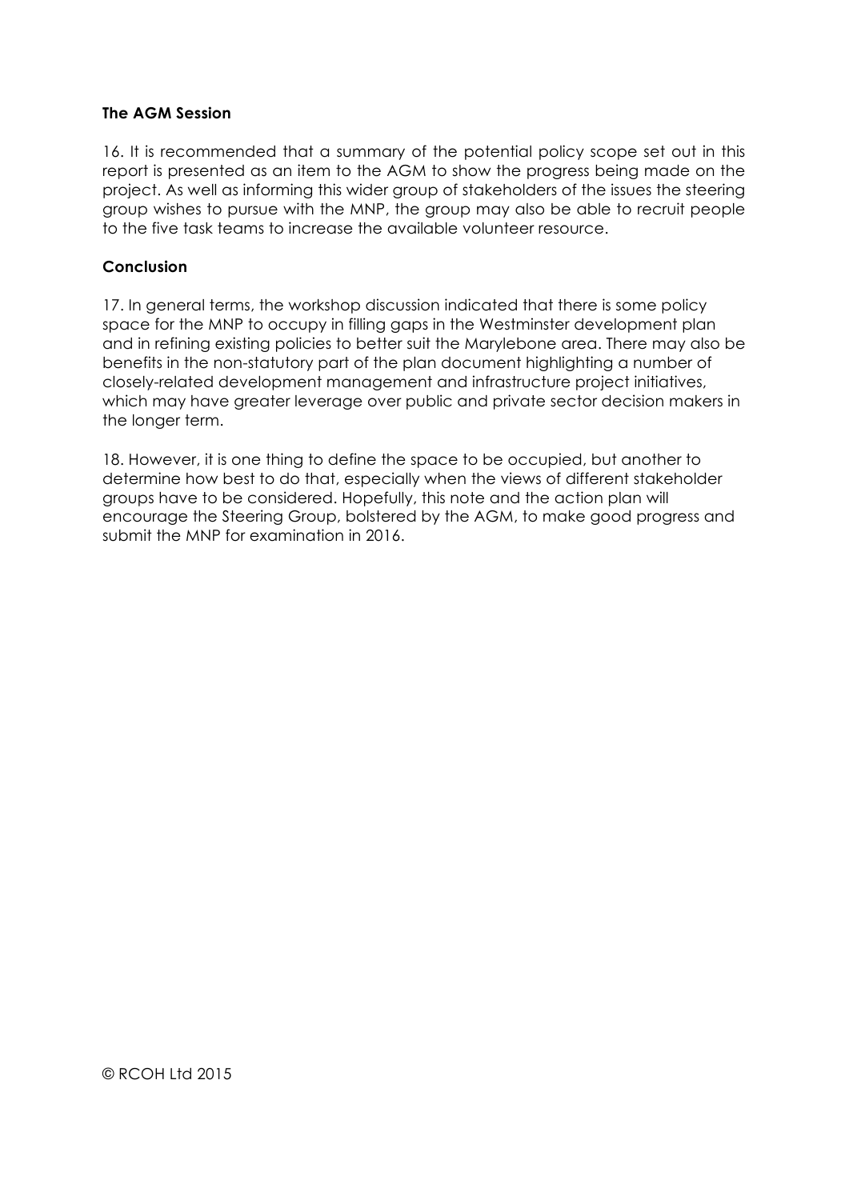**The AGM Session**

16. It is recommended that a summary of the potential policy scope set out in this report is presented as an item to the AGM to show the progress being made on the project. As well as informing this wider group of stakeholders of the issues the steering group wishes to pursue with the MNP, the group may also be able to recruit people to the five task teams to increase the available volunteer resource.

**Conclusion**

17. In general terms, the workshop discussion indicated that there is some policy space for the MNP to occupy in filling gaps in the Westminster development plan and in refining existing policies to better suit the Marylebone area. There may also be benefits in the non-statutory part of the plan document highlighting a number of closely-related development management and infrastructure project initiatives, which may have greater leverage over public and private sector decision makers in the longer term.

18. However, it is one thing to define the space to be occupied, but another to determine how best to do that, especially when the views of different stakeholder groups have to be considered. Hopefully, this note and the action plan will encourage the Steering Group, bolstered by the AGM, to make good progress and submit the MNP for examination in 2016.

© RCOH Ltd 2015